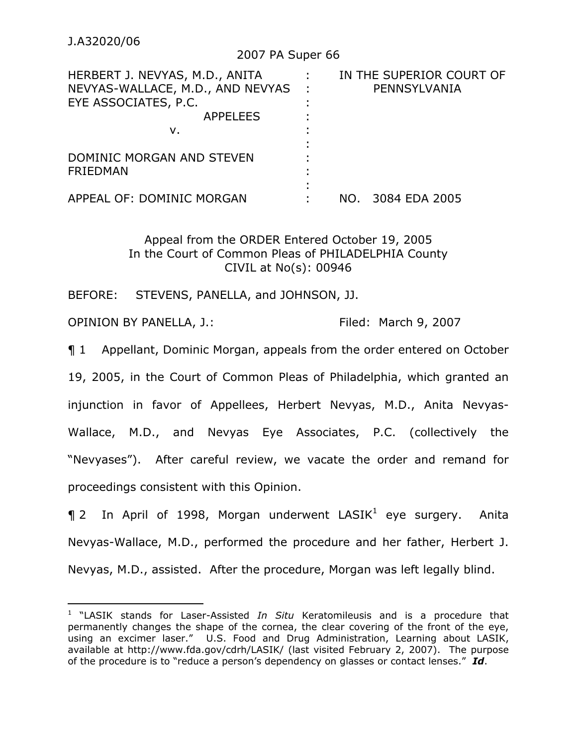J.A32020/06

2007 PA Super 66

| HERBERT J. NEVYAS, M.D., ANITA NEVYAS-WALLACE, M.D., AND NEVYAS EYE ASSOCIATES, P.C. APPELEES v. DOMINIC MORGAN AND STEVEN FRIEDMAN APPEAL OF: DOMINIC MORGAN | : | IN THE SUPERIOR COURT OF PENNSYLVANIA NO. 3084 EDA 2005 |
|---|---|---|

Appeal from the ORDER Entered October 19, 2005
In the Court of Common Pleas of PHILADELPHIA County
CIVIL at No(s): 00946

BEFORE: STEVENS, PANELLA, and JOHNSON, JJ.

OPINION BY PANELLA, J.: Filed: March 9, 2007

¶ 1 Appellant, Dominic Morgan, appeals from the order entered on October 19, 2005, in the Court of Common Pleas of Philadelphia, which granted an injunction in favor of Appellees, Herbert Nevyas, M.D., Anita Nevyas-Wallace, M.D., and Nevyas Eye Associates, P.C. (collectively the "Nevyases"). After careful review, we vacate the order and remand for proceedings consistent with this Opinion.

¶ 2 In April of 1998, Morgan underwent LASIK[1] eye surgery. Anita Nevyas-Wallace, M.D., performed the procedure and her father, Herbert J. Nevyas, M.D., assisted. After the procedure, Morgan was left legally blind.

[1] "LASIK stands for Laser-Assisted *In Situ* Keratomileusis and is a procedure that permanently changes the shape of the cornea, the clear covering of the front of the eye, using an excimer laser." U.S. Food and Drug Administration, Learning about LASIK, available at http://www.fda.gov/cdrh/LASIK/ (last visited February 2, 2007). The purpose of the procedure is to "reduce a person's dependency on glasses or contact lenses." ***Id***.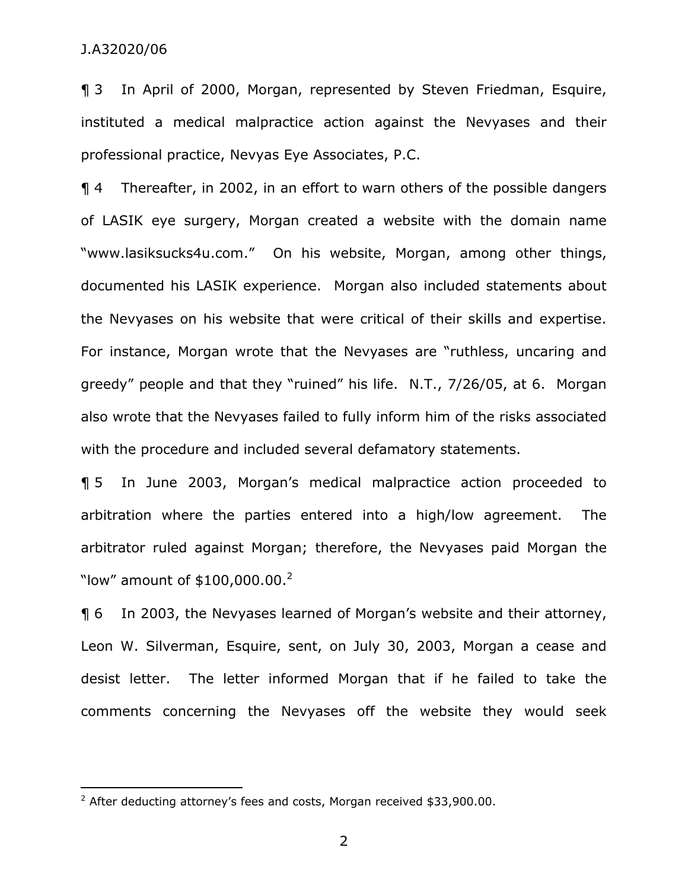¶ 3 In April of 2000, Morgan, represented by Steven Friedman, Esquire, instituted a medical malpractice action against the Nevyases and their professional practice, Nevyas Eye Associates, P.C.

¶ 4 Thereafter, in 2002, in an effort to warn others of the possible dangers of LASIK eye surgery, Morgan created a website with the domain name "www.lasiksucks4u.com." On his website, Morgan, among other things, documented his LASIK experience. Morgan also included statements about the Nevyases on his website that were critical of their skills and expertise. For instance, Morgan wrote that the Nevyases are "ruthless, uncaring and greedy" people and that they "ruined" his life. N.T., 7/26/05, at 6. Morgan also wrote that the Nevyases failed to fully inform him of the risks associated with the procedure and included several defamatory statements.

¶ 5 In June 2003, Morgan's medical malpractice action proceeded to arbitration where the parties entered into a high/low agreement. The arbitrator ruled against Morgan; therefore, the Nevyases paid Morgan the "low" amount of $100,000.00.[2]

¶ 6 In 2003, the Nevyases learned of Morgan's website and their attorney, Leon W. Silverman, Esquire, sent, on July 30, 2003, Morgan a cease and desist letter. The letter informed Morgan that if he failed to take the comments concerning the Nevyases off the website they would seek

[2] After deducting attorney's fees and costs, Morgan received $33,900.00.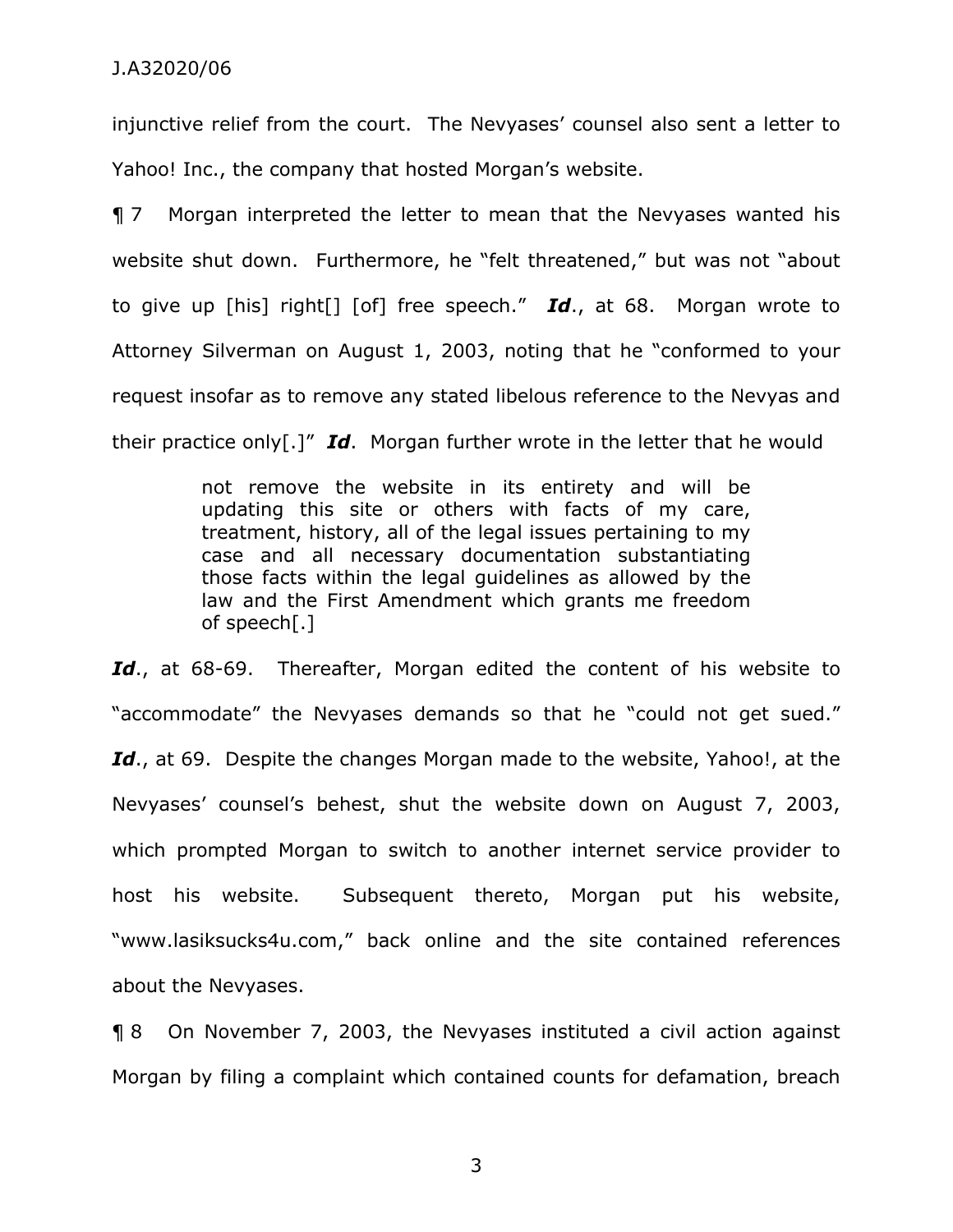injunctive relief from the court. The Nevyases' counsel also sent a letter to Yahoo! Inc., the company that hosted Morgan's website.

¶ 7 Morgan interpreted the letter to mean that the Nevyases wanted his website shut down. Furthermore, he "felt threatened," but was not "about to give up [his] right[] [of] free speech." ***Id***., at 68. Morgan wrote to Attorney Silverman on August 1, 2003, noting that he "conformed to your request insofar as to remove any stated libelous reference to the Nevyas and their practice only[.]" ***Id***. Morgan further wrote in the letter that he would

> not remove the website in its entirety and will be updating this site or others with facts of my care, treatment, history, all of the legal issues pertaining to my case and all necessary documentation substantiating those facts within the legal guidelines as allowed by the law and the First Amendment which grants me freedom of speech[.]

***Id***., at 68-69. Thereafter, Morgan edited the content of his website to "accommodate" the Nevyases demands so that he "could not get sued." ***Id***., at 69. Despite the changes Morgan made to the website, Yahoo!, at the Nevyases' counsel's behest, shut the website down on August 7, 2003, which prompted Morgan to switch to another internet service provider to host his website. Subsequent thereto, Morgan put his website, "www.lasiksucks4u.com," back online and the site contained references about the Nevyases.

¶ 8 On November 7, 2003, the Nevyases instituted a civil action against Morgan by filing a complaint which contained counts for defamation, breach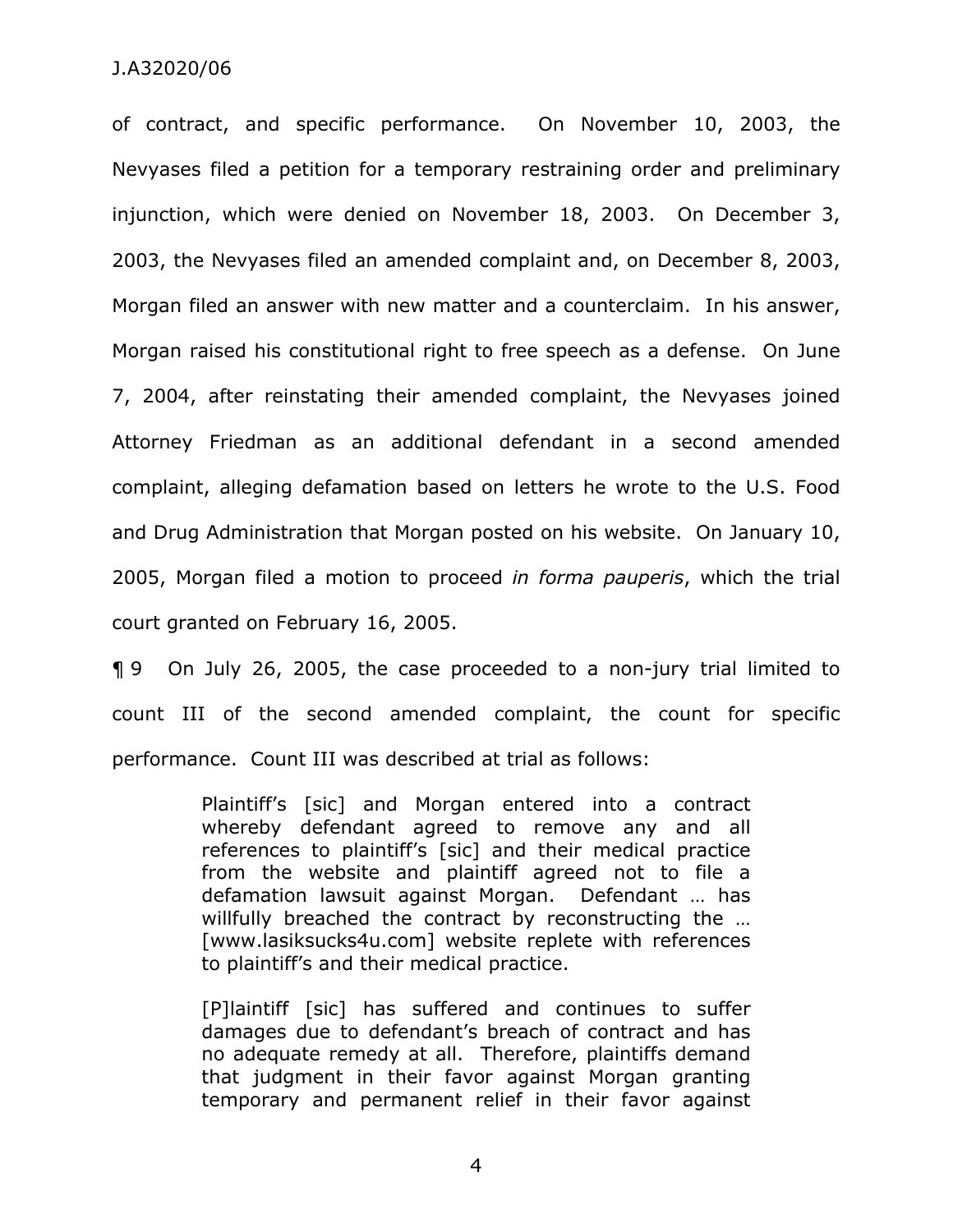of contract, and specific performance. On November 10, 2003, the Nevyases filed a petition for a temporary restraining order and preliminary injunction, which were denied on November 18, 2003. On December 3, 2003, the Nevyases filed an amended complaint and, on December 8, 2003, Morgan filed an answer with new matter and a counterclaim. In his answer, Morgan raised his constitutional right to free speech as a defense. On June 7, 2004, after reinstating their amended complaint, the Nevyases joined Attorney Friedman as an additional defendant in a second amended complaint, alleging defamation based on letters he wrote to the U.S. Food and Drug Administration that Morgan posted on his website. On January 10, 2005, Morgan filed a motion to proceed *in forma pauperis*, which the trial court granted on February 16, 2005.

¶ 9 On July 26, 2005, the case proceeded to a non-jury trial limited to count III of the second amended complaint, the count for specific performance. Count III was described at trial as follows:

> Plaintiff's [sic] and Morgan entered into a contract whereby defendant agreed to remove any and all references to plaintiff's [sic] and their medical practice from the website and plaintiff agreed not to file a defamation lawsuit against Morgan. Defendant … has willfully breached the contract by reconstructing the … [www.lasiksucks4u.com] website replete with references to plaintiff's and their medical practice.
>
> [P]laintiff [sic] has suffered and continues to suffer damages due to defendant's breach of contract and has no adequate remedy at all. Therefore, plaintiffs demand that judgment in their favor against Morgan granting temporary and permanent relief in their favor against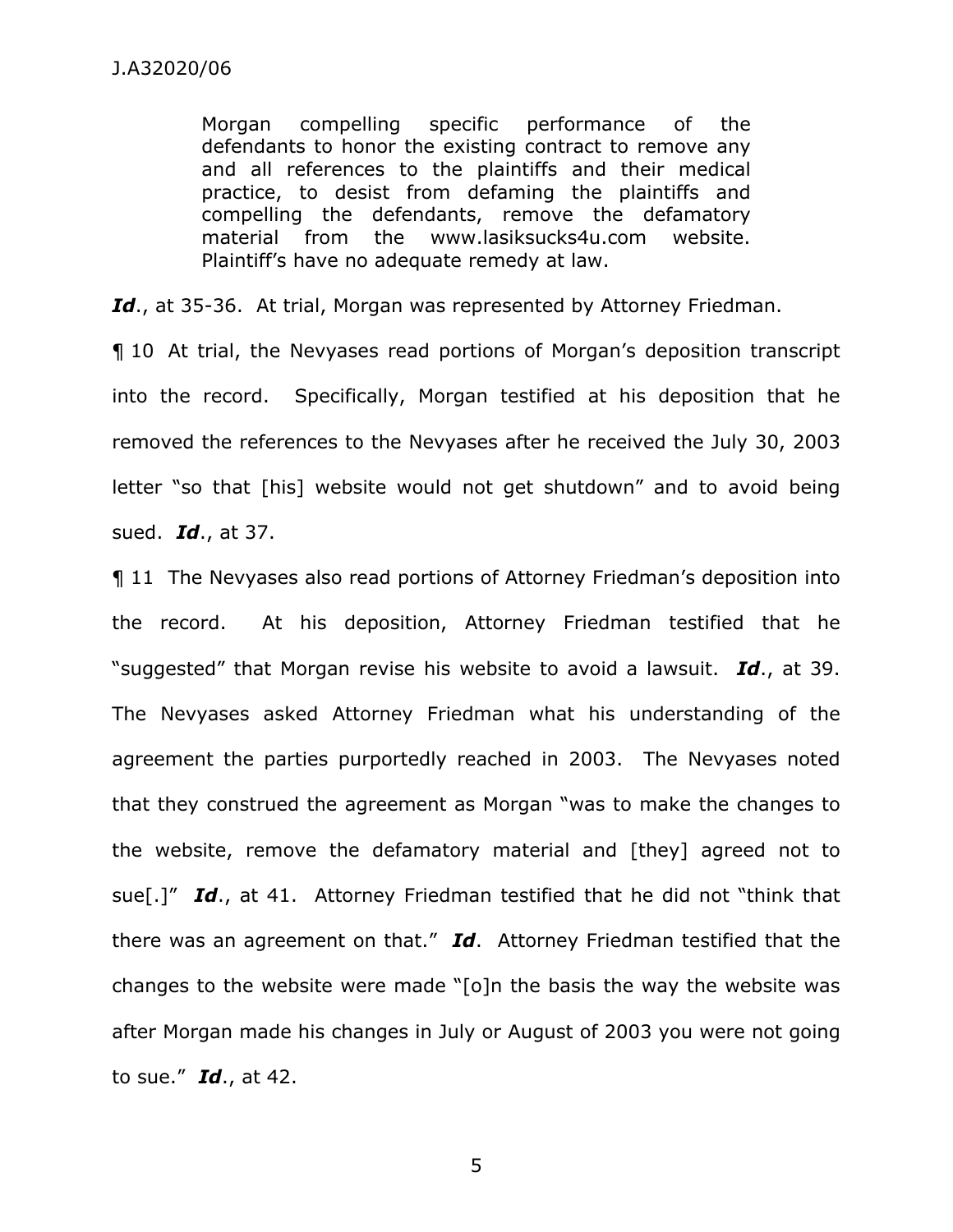> Morgan compelling specific performance of the defendants to honor the existing contract to remove any and all references to the plaintiffs and their medical practice, to desist from defaming the plaintiffs and compelling the defendants, remove the defamatory material from the www.lasiksucks4u.com website. Plaintiff's have no adequate remedy at law.

***Id***., at 35-36. At trial, Morgan was represented by Attorney Friedman.

¶ 10 At trial, the Nevyases read portions of Morgan's deposition transcript into the record. Specifically, Morgan testified at his deposition that he removed the references to the Nevyases after he received the July 30, 2003 letter "so that [his] website would not get shutdown" and to avoid being sued. ***Id***., at 37.

¶ 11 The Nevyases also read portions of Attorney Friedman's deposition into the record. At his deposition, Attorney Friedman testified that he "suggested" that Morgan revise his website to avoid a lawsuit. ***Id***., at 39. The Nevyases asked Attorney Friedman what his understanding of the agreement the parties purportedly reached in 2003. The Nevyases noted that they construed the agreement as Morgan "was to make the changes to the website, remove the defamatory material and [they] agreed not to sue[.]" ***Id***., at 41. Attorney Friedman testified that he did not "think that there was an agreement on that." ***Id***. Attorney Friedman testified that the changes to the website were made "[o]n the basis the way the website was after Morgan made his changes in July or August of 2003 you were not going to sue." ***Id***., at 42.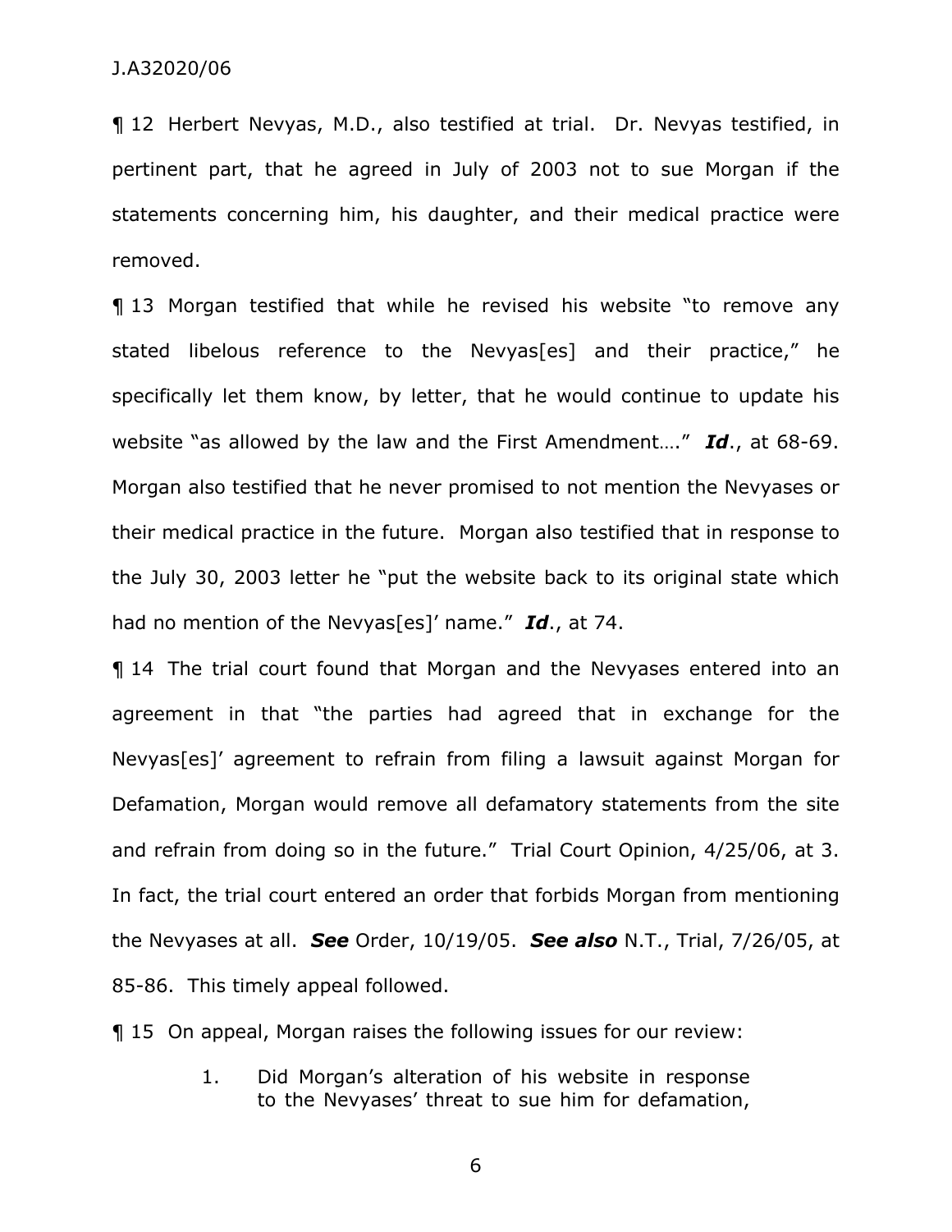¶ 12 Herbert Nevyas, M.D., also testified at trial. Dr. Nevyas testified, in pertinent part, that he agreed in July of 2003 not to sue Morgan if the statements concerning him, his daughter, and their medical practice were removed.

¶ 13 Morgan testified that while he revised his website "to remove any stated libelous reference to the Nevyas[es] and their practice," he specifically let them know, by letter, that he would continue to update his website "as allowed by the law and the First Amendment…." ***Id***., at 68-69. Morgan also testified that he never promised to not mention the Nevyases or their medical practice in the future. Morgan also testified that in response to the July 30, 2003 letter he "put the website back to its original state which had no mention of the Nevyas[es]' name." ***Id***., at 74.

¶ 14 The trial court found that Morgan and the Nevyases entered into an agreement in that "the parties had agreed that in exchange for the Nevyas[es]' agreement to refrain from filing a lawsuit against Morgan for Defamation, Morgan would remove all defamatory statements from the site and refrain from doing so in the future." Trial Court Opinion, 4/25/06, at 3. In fact, the trial court entered an order that forbids Morgan from mentioning the Nevyases at all. ***See*** Order, 10/19/05. ***See also*** N.T., Trial, 7/26/05, at 85-86. This timely appeal followed.

¶ 15 On appeal, Morgan raises the following issues for our review:

> 1. Did Morgan's alteration of his website in response to the Nevyases' threat to sue him for defamation,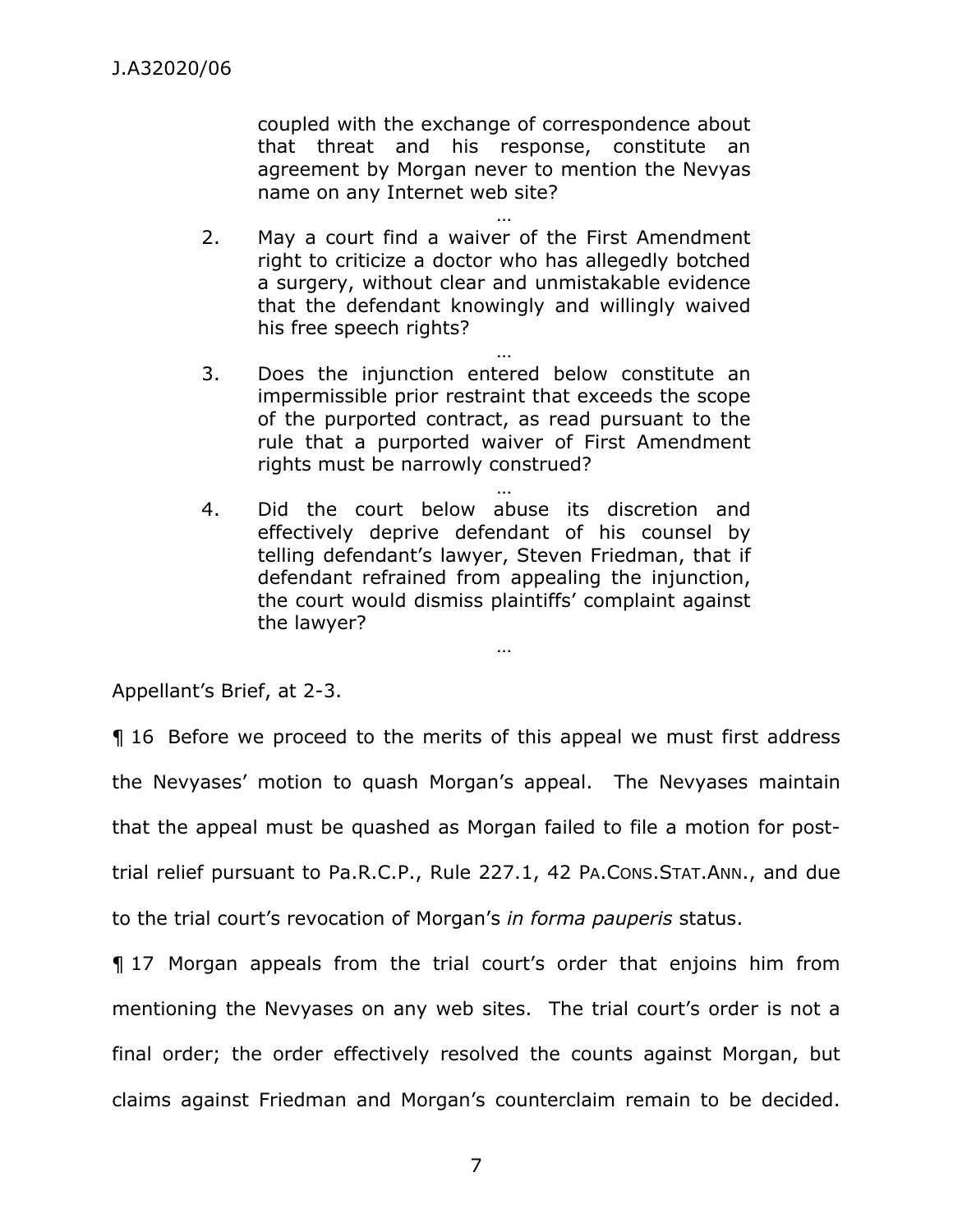> coupled with the exchange of correspondence about that threat and his response, constitute an agreement by Morgan never to mention the Nevyas name on any Internet web site?
>
> …
>
> 2. May a court find a waiver of the First Amendment right to criticize a doctor who has allegedly botched a surgery, without clear and unmistakable evidence that the defendant knowingly and willingly waived his free speech rights?
>
> …
>
> 3. Does the injunction entered below constitute an impermissible prior restraint that exceeds the scope of the purported contract, as read pursuant to the rule that a purported waiver of First Amendment rights must be narrowly construed?
>
> …
>
> 4. Did the court below abuse its discretion and effectively deprive defendant of his counsel by telling defendant's lawyer, Steven Friedman, that if defendant refrained from appealing the injunction, the court would dismiss plaintiffs' complaint against the lawyer?
>
> …

Appellant's Brief, at 2-3.

¶ 16 Before we proceed to the merits of this appeal we must first address the Nevyases' motion to quash Morgan's appeal. The Nevyases maintain that the appeal must be quashed as Morgan failed to file a motion for post-trial relief pursuant to Pa.R.C.P., Rule 227.1, 42 PA.CONS.STAT.ANN., and due to the trial court's revocation of Morgan's *in forma pauperis* status.

¶ 17 Morgan appeals from the trial court's order that enjoins him from mentioning the Nevyases on any web sites. The trial court's order is not a final order; the order effectively resolved the counts against Morgan, but claims against Friedman and Morgan's counterclaim remain to be decided.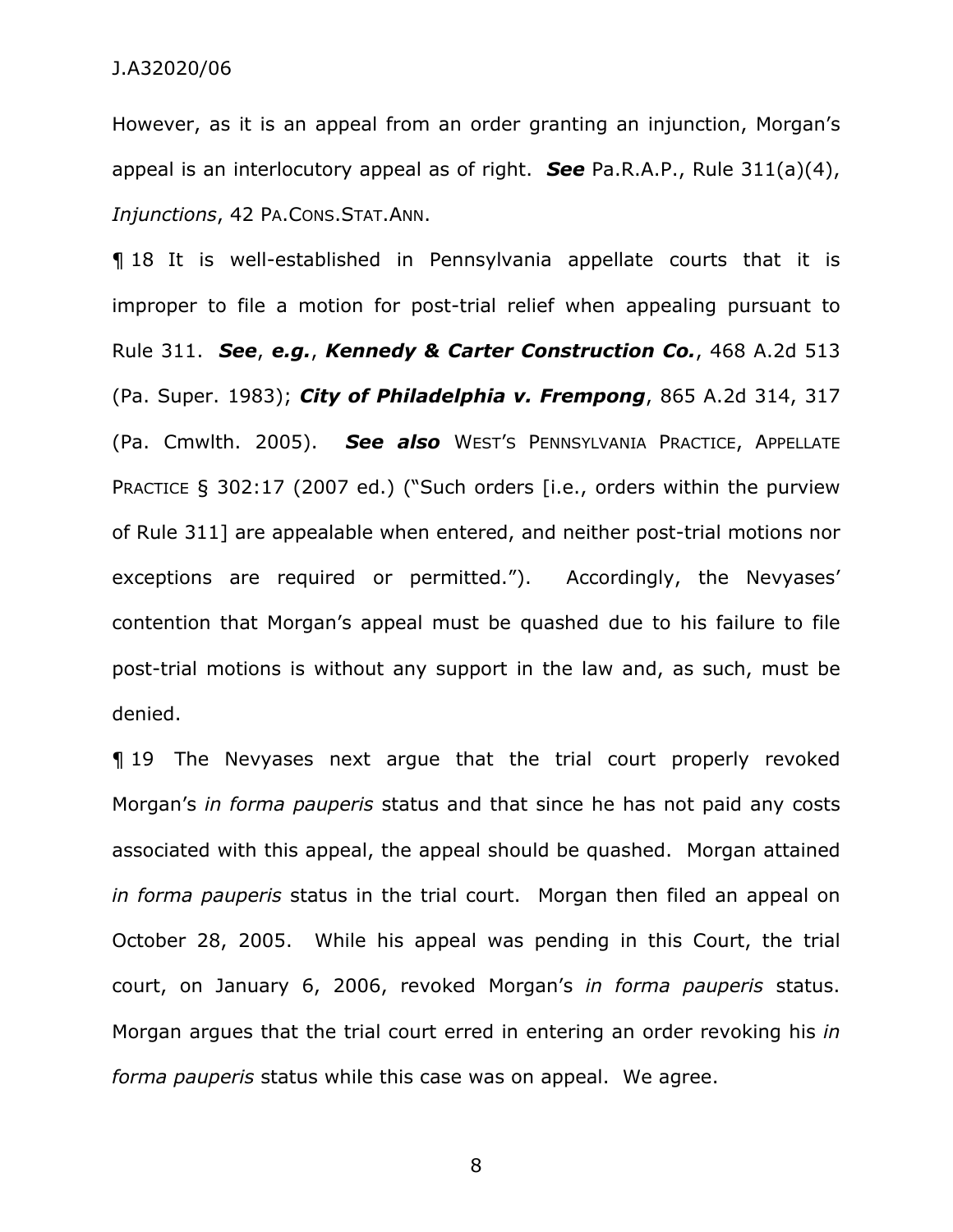However, as it is an appeal from an order granting an injunction, Morgan's appeal is an interlocutory appeal as of right. ***See*** Pa.R.A.P., Rule 311(a)(4), *Injunctions*, 42 PA.CONS.STAT.ANN.

¶ 18 It is well-established in Pennsylvania appellate courts that it is improper to file a motion for post-trial relief when appealing pursuant to Rule 311. ***See***, ***e.g.***, ***Kennedy & Carter Construction Co.***, 468 A.2d 513 (Pa. Super. 1983); ***City of Philadelphia v. Frempong***, 865 A.2d 314, 317 (Pa. Cmwlth. 2005). ***See also*** WEST'S PENNSYLVANIA PRACTICE, APPELLATE PRACTICE § 302:17 (2007 ed.) ("Such orders [i.e., orders within the purview of Rule 311] are appealable when entered, and neither post-trial motions nor exceptions are required or permitted."). Accordingly, the Nevyases' contention that Morgan's appeal must be quashed due to his failure to file post-trial motions is without any support in the law and, as such, must be denied.

¶ 19 The Nevyases next argue that the trial court properly revoked Morgan's *in forma pauperis* status and that since he has not paid any costs associated with this appeal, the appeal should be quashed. Morgan attained *in forma pauperis* status in the trial court. Morgan then filed an appeal on October 28, 2005. While his appeal was pending in this Court, the trial court, on January 6, 2006, revoked Morgan's *in forma pauperis* status. Morgan argues that the trial court erred in entering an order revoking his *in forma pauperis* status while this case was on appeal. We agree.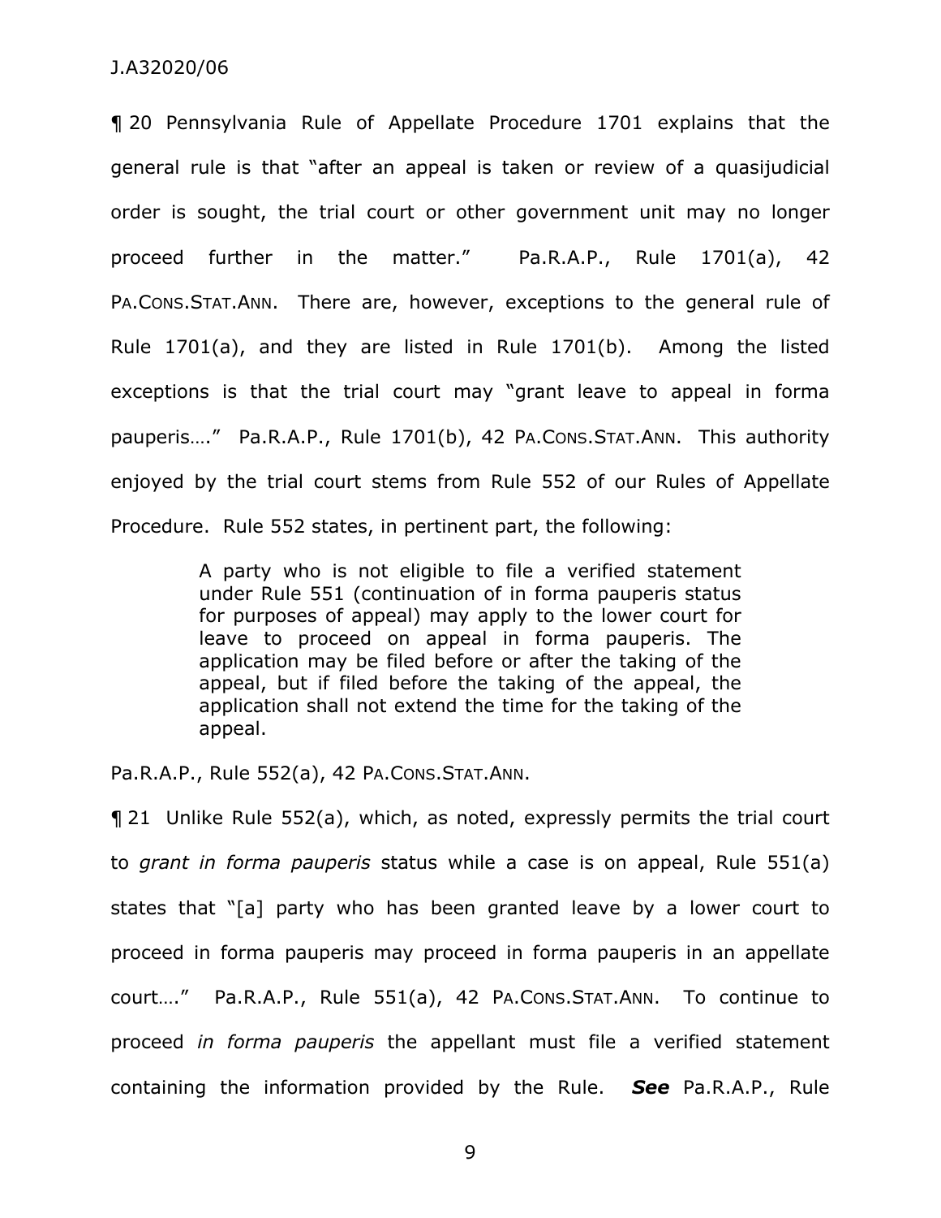¶ 20 Pennsylvania Rule of Appellate Procedure 1701 explains that the general rule is that "after an appeal is taken or review of a quasijudicial order is sought, the trial court or other government unit may no longer proceed further in the matter." Pa.R.A.P., Rule 1701(a), 42 PA.CONS.STAT.ANN. There are, however, exceptions to the general rule of Rule 1701(a), and they are listed in Rule 1701(b). Among the listed exceptions is that the trial court may "grant leave to appeal in forma pauperis…." Pa.R.A.P., Rule 1701(b), 42 PA.CONS.STAT.ANN. This authority enjoyed by the trial court stems from Rule 552 of our Rules of Appellate Procedure. Rule 552 states, in pertinent part, the following:

> A party who is not eligible to file a verified statement under Rule 551 (continuation of in forma pauperis status for purposes of appeal) may apply to the lower court for leave to proceed on appeal in forma pauperis. The application may be filed before or after the taking of the appeal, but if filed before the taking of the appeal, the application shall not extend the time for the taking of the appeal.

Pa.R.A.P., Rule 552(a), 42 PA.CONS.STAT.ANN.

¶ 21 Unlike Rule 552(a), which, as noted, expressly permits the trial court to *grant in forma pauperis* status while a case is on appeal, Rule 551(a) states that "[a] party who has been granted leave by a lower court to proceed in forma pauperis may proceed in forma pauperis in an appellate court…." Pa.R.A.P., Rule 551(a), 42 PA.CONS.STAT.ANN. To continue to proceed *in forma pauperis* the appellant must file a verified statement containing the information provided by the Rule. ***See*** Pa.R.A.P., Rule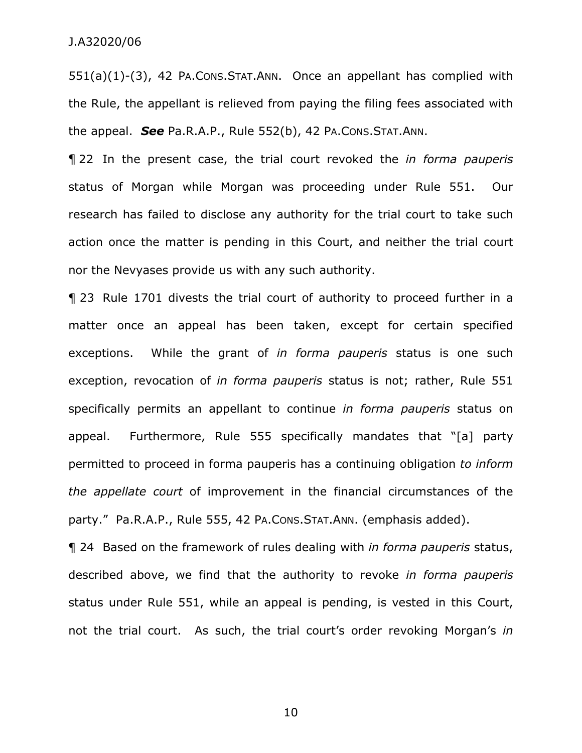551(a)(1)-(3), 42 PA.CONS.STAT.ANN. Once an appellant has complied with the Rule, the appellant is relieved from paying the filing fees associated with the appeal. ***See*** Pa.R.A.P., Rule 552(b), 42 PA.CONS.STAT.ANN.

¶ 22 In the present case, the trial court revoked the *in forma pauperis* status of Morgan while Morgan was proceeding under Rule 551. Our research has failed to disclose any authority for the trial court to take such action once the matter is pending in this Court, and neither the trial court nor the Nevyases provide us with any such authority.

¶ 23 Rule 1701 divests the trial court of authority to proceed further in a matter once an appeal has been taken, except for certain specified exceptions. While the grant of *in forma pauperis* status is one such exception, revocation of *in forma pauperis* status is not; rather, Rule 551 specifically permits an appellant to continue *in forma pauperis* status on appeal. Furthermore, Rule 555 specifically mandates that "[a] party permitted to proceed in forma pauperis has a continuing obligation *to inform the appellate court* of improvement in the financial circumstances of the party." Pa.R.A.P., Rule 555, 42 PA.CONS.STAT.ANN. (emphasis added).

¶ 24 Based on the framework of rules dealing with *in forma pauperis* status, described above, we find that the authority to revoke *in forma pauperis* status under Rule 551, while an appeal is pending, is vested in this Court, not the trial court. As such, the trial court's order revoking Morgan's *in*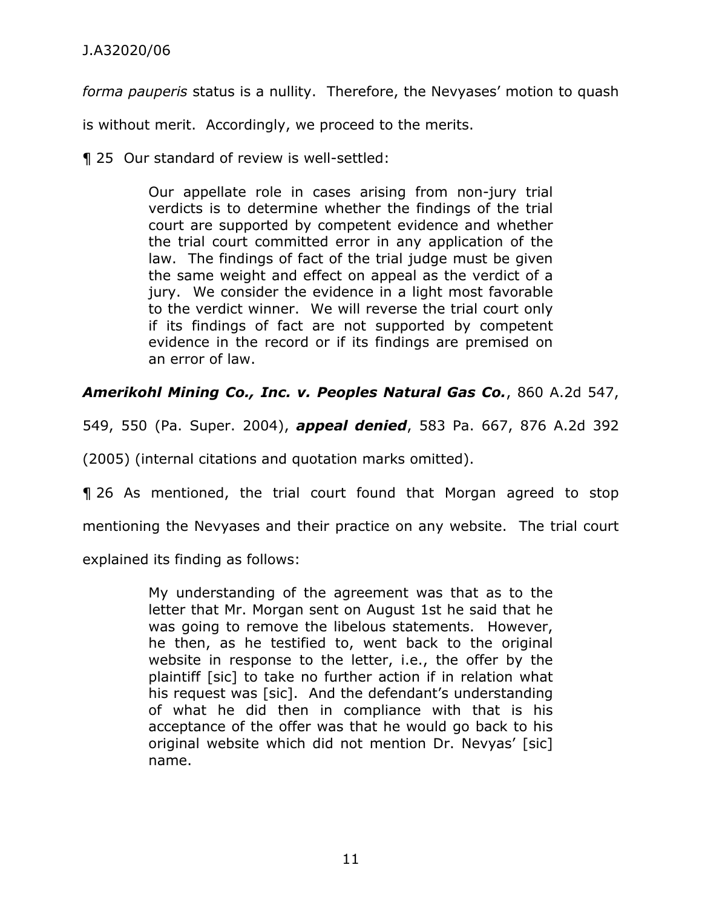*forma pauperis* status is a nullity. Therefore, the Nevyases' motion to quash is without merit. Accordingly, we proceed to the merits.

¶ 25 Our standard of review is well-settled:

> Our appellate role in cases arising from non-jury trial verdicts is to determine whether the findings of the trial court are supported by competent evidence and whether the trial court committed error in any application of the law. The findings of fact of the trial judge must be given the same weight and effect on appeal as the verdict of a jury. We consider the evidence in a light most favorable to the verdict winner. We will reverse the trial court only if its findings of fact are not supported by competent evidence in the record or if its findings are premised on an error of law.

***Amerikohl Mining Co., Inc. v. Peoples Natural Gas Co.***, 860 A.2d 547, 549, 550 (Pa. Super. 2004), ***appeal denied***, 583 Pa. 667, 876 A.2d 392 (2005) (internal citations and quotation marks omitted).

¶ 26 As mentioned, the trial court found that Morgan agreed to stop mentioning the Nevyases and their practice on any website. The trial court explained its finding as follows:

> My understanding of the agreement was that as to the letter that Mr. Morgan sent on August 1st he said that he was going to remove the libelous statements. However, he then, as he testified to, went back to the original website in response to the letter, i.e., the offer by the plaintiff [sic] to take no further action if in relation what his request was [sic]. And the defendant's understanding of what he did then in compliance with that is his acceptance of the offer was that he would go back to his original website which did not mention Dr. Nevyas' [sic] name.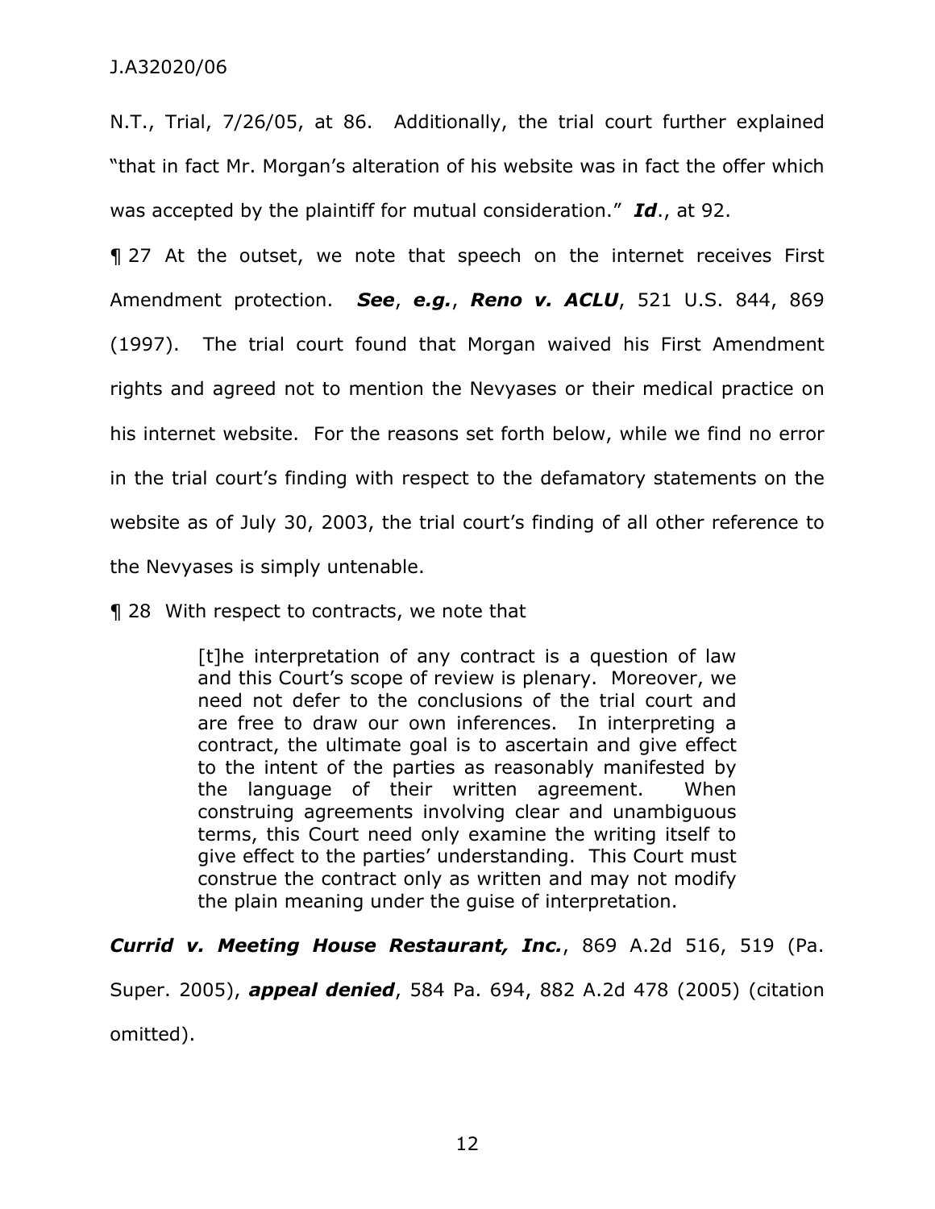N.T., Trial, 7/26/05, at 86. Additionally, the trial court further explained "that in fact Mr. Morgan's alteration of his website was in fact the offer which was accepted by the plaintiff for mutual consideration." ***Id***., at 92.

¶ 27 At the outset, we note that speech on the internet receives First Amendment protection. ***See***, ***e.g.***, ***Reno v. ACLU***, 521 U.S. 844, 869 (1997). The trial court found that Morgan waived his First Amendment rights and agreed not to mention the Nevyases or their medical practice on his internet website. For the reasons set forth below, while we find no error in the trial court's finding with respect to the defamatory statements on the website as of July 30, 2003, the trial court's finding of all other reference to the Nevyases is simply untenable.

¶ 28 With respect to contracts, we note that

> [t]he interpretation of any contract is a question of law and this Court's scope of review is plenary. Moreover, we need not defer to the conclusions of the trial court and are free to draw our own inferences. In interpreting a contract, the ultimate goal is to ascertain and give effect to the intent of the parties as reasonably manifested by the language of their written agreement. When construing agreements involving clear and unambiguous terms, this Court need only examine the writing itself to give effect to the parties' understanding. This Court must construe the contract only as written and may not modify the plain meaning under the guise of interpretation.

***Currid v. Meeting House Restaurant, Inc.***, 869 A.2d 516, 519 (Pa. Super. 2005), ***appeal denied***, 584 Pa. 694, 882 A.2d 478 (2005) (citation omitted).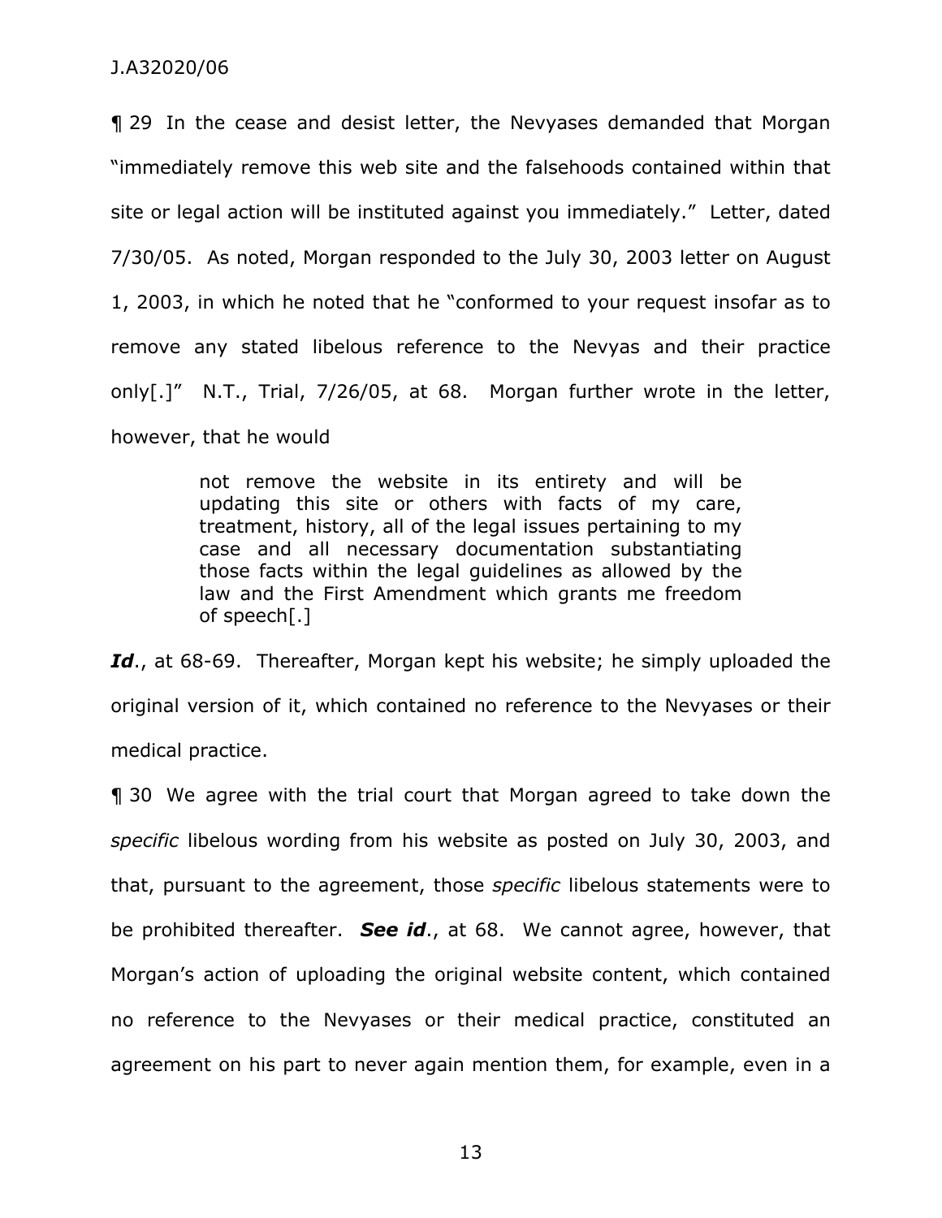¶ 29 In the cease and desist letter, the Nevyases demanded that Morgan "immediately remove this web site and the falsehoods contained within that site or legal action will be instituted against you immediately." Letter, dated 7/30/05. As noted, Morgan responded to the July 30, 2003 letter on August 1, 2003, in which he noted that he "conformed to your request insofar as to remove any stated libelous reference to the Nevyas and their practice only[.]" N.T., Trial, 7/26/05, at 68. Morgan further wrote in the letter, however, that he would

> not remove the website in its entirety and will be updating this site or others with facts of my care, treatment, history, all of the legal issues pertaining to my case and all necessary documentation substantiating those facts within the legal guidelines as allowed by the law and the First Amendment which grants me freedom of speech[.]

***Id***., at 68-69. Thereafter, Morgan kept his website; he simply uploaded the original version of it, which contained no reference to the Nevyases or their medical practice.

¶ 30 We agree with the trial court that Morgan agreed to take down the *specific* libelous wording from his website as posted on July 30, 2003, and that, pursuant to the agreement, those *specific* libelous statements were to be prohibited thereafter. ***See id***., at 68. We cannot agree, however, that Morgan's action of uploading the original website content, which contained no reference to the Nevyases or their medical practice, constituted an agreement on his part to never again mention them, for example, even in a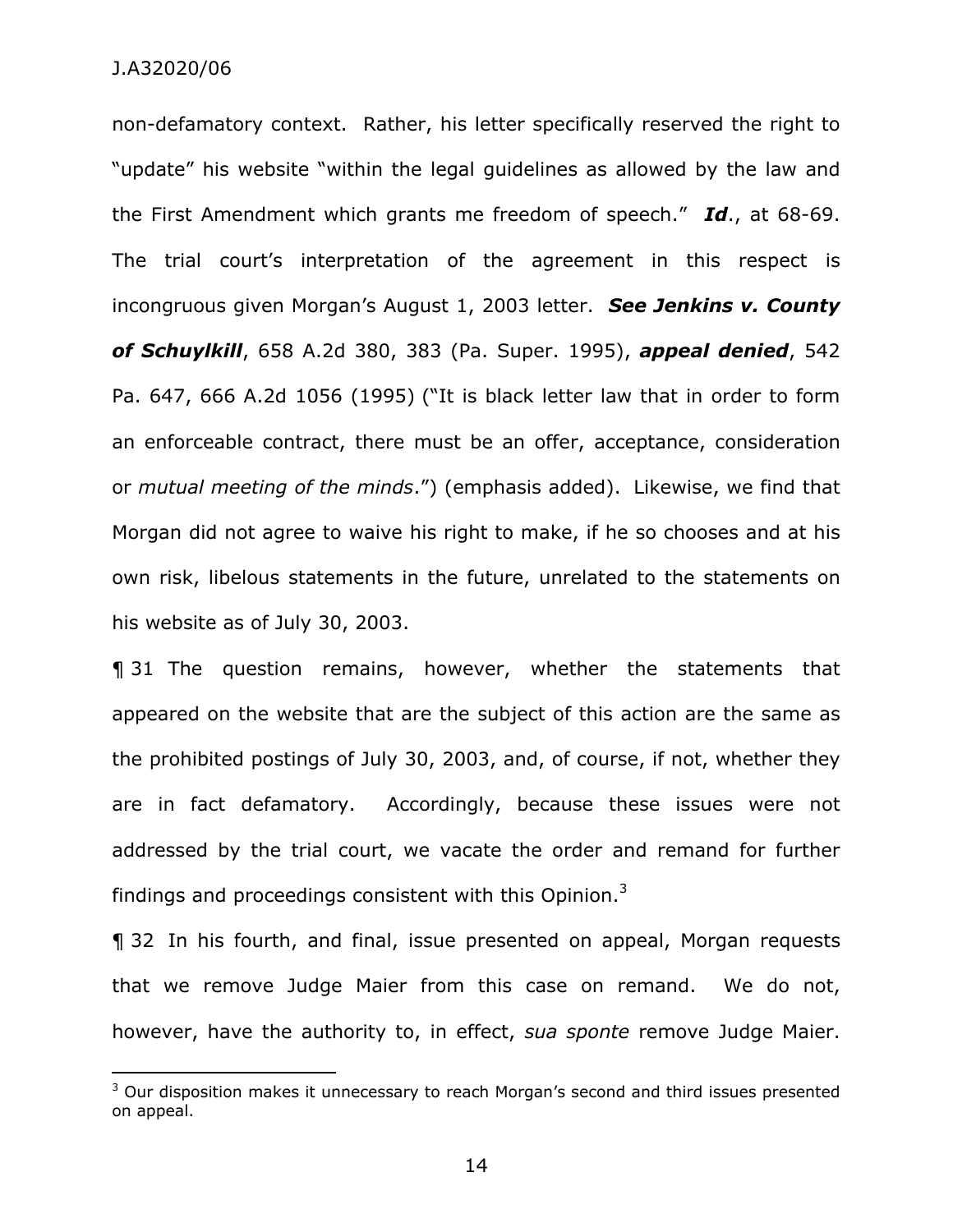non-defamatory context. Rather, his letter specifically reserved the right to "update" his website "within the legal guidelines as allowed by the law and the First Amendment which grants me freedom of speech." ***Id***., at 68-69. The trial court's interpretation of the agreement in this respect is incongruous given Morgan's August 1, 2003 letter. ***See Jenkins v. County of Schuylkill***, 658 A.2d 380, 383 (Pa. Super. 1995), ***appeal denied***, 542 Pa. 647, 666 A.2d 1056 (1995) ("It is black letter law that in order to form an enforceable contract, there must be an offer, acceptance, consideration or *mutual meeting of the minds*.") (emphasis added). Likewise, we find that Morgan did not agree to waive his right to make, if he so chooses and at his own risk, libelous statements in the future, unrelated to the statements on his website as of July 30, 2003.

¶ 31 The question remains, however, whether the statements that appeared on the website that are the subject of this action are the same as the prohibited postings of July 30, 2003, and, of course, if not, whether they are in fact defamatory. Accordingly, because these issues were not addressed by the trial court, we vacate the order and remand for further findings and proceedings consistent with this Opinion.[3]

¶ 32 In his fourth, and final, issue presented on appeal, Morgan requests that we remove Judge Maier from this case on remand. We do not, however, have the authority to, in effect, *sua sponte* remove Judge Maier.

---

[3] Our disposition makes it unnecessary to reach Morgan's second and third issues presented on appeal.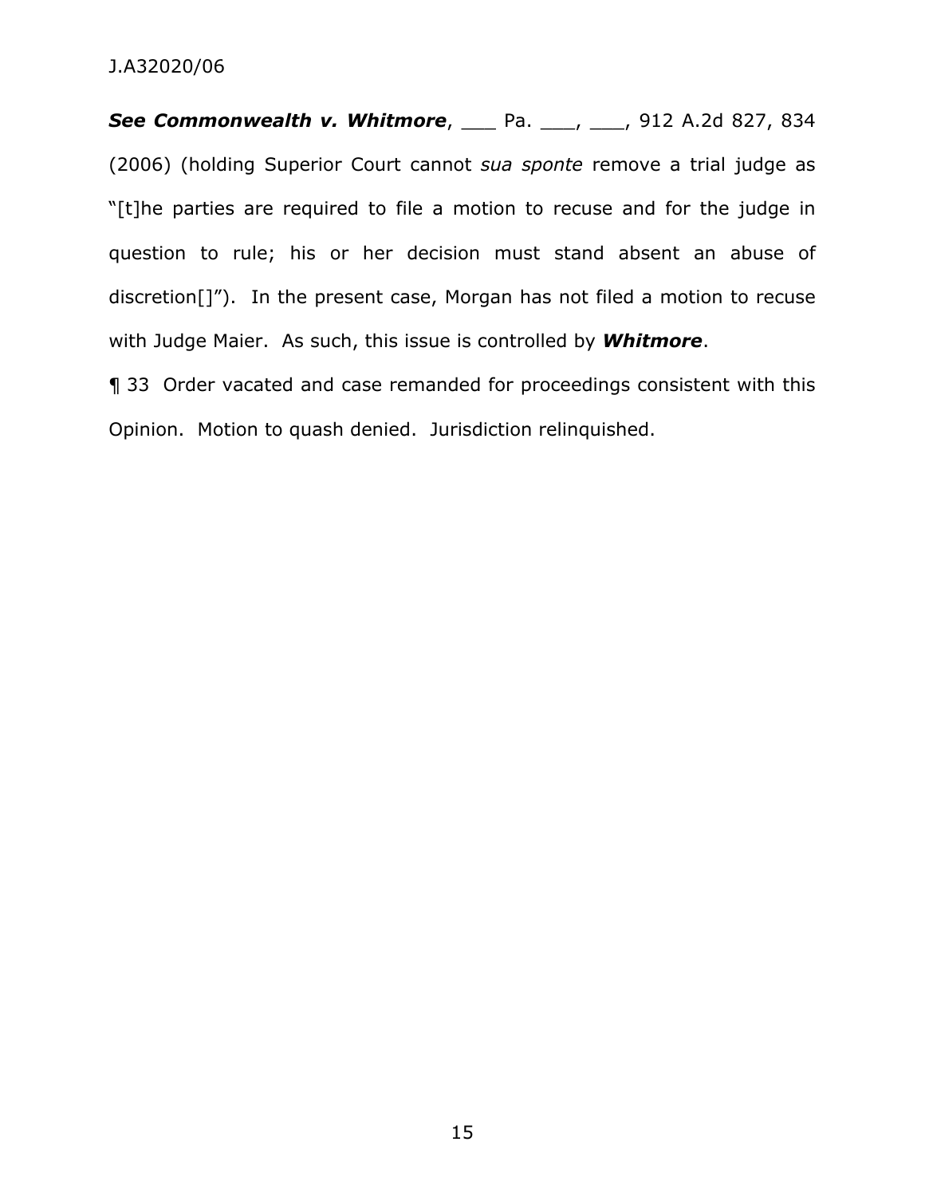***See Commonwealth v. Whitmore***, ___ Pa. ___, ___, 912 A.2d 827, 834 (2006) (holding Superior Court cannot *sua sponte* remove a trial judge as "[t]he parties are required to file a motion to recuse and for the judge in question to rule; his or her decision must stand absent an abuse of discretion[]"). In the present case, Morgan has not filed a motion to recuse with Judge Maier. As such, this issue is controlled by ***Whitmore***.

¶ 33 Order vacated and case remanded for proceedings consistent with this Opinion. Motion to quash denied. Jurisdiction relinquished.